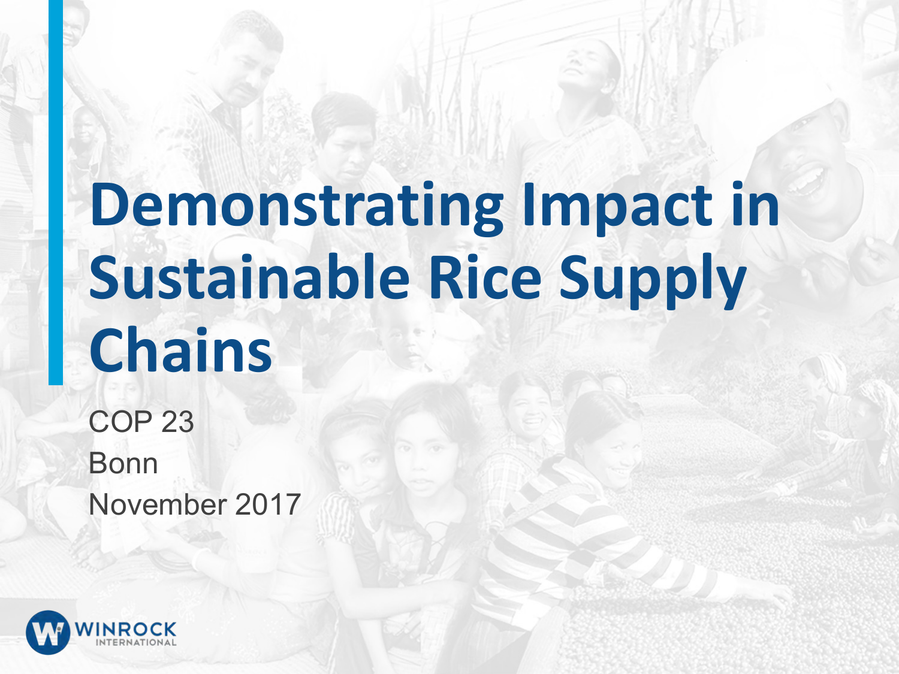# Demonstrating Impact in Sustainable Rice Supply Chains

COP 23

Bonn

November 2017

WINROCK INTERNATIONAL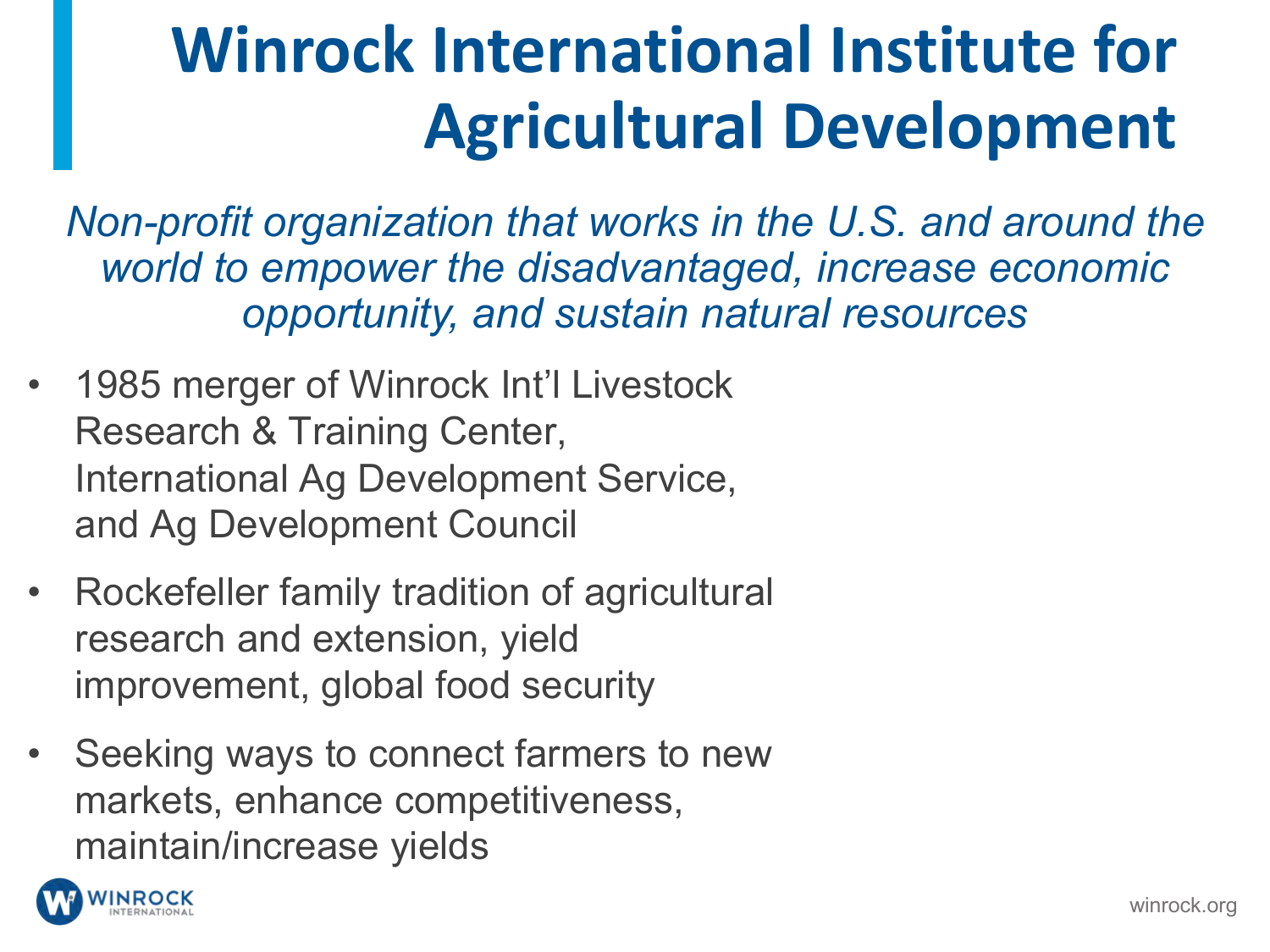# Winrock International Institute for Agricultural Development

*Non-profit organization that works in the U.S. and around the world to empower the disadvantaged, increase economic opportunity, and sustain natural resources*

- 1985 merger of Winrock Int'l Livestock Research & Training Center, International Ag Development Service, and Ag Development Council
- Rockefeller family tradition of agricultural research and extension, yield improvement, global food security
- Seeking ways to connect farmers to new markets, enhance competitiveness, maintain/increase yields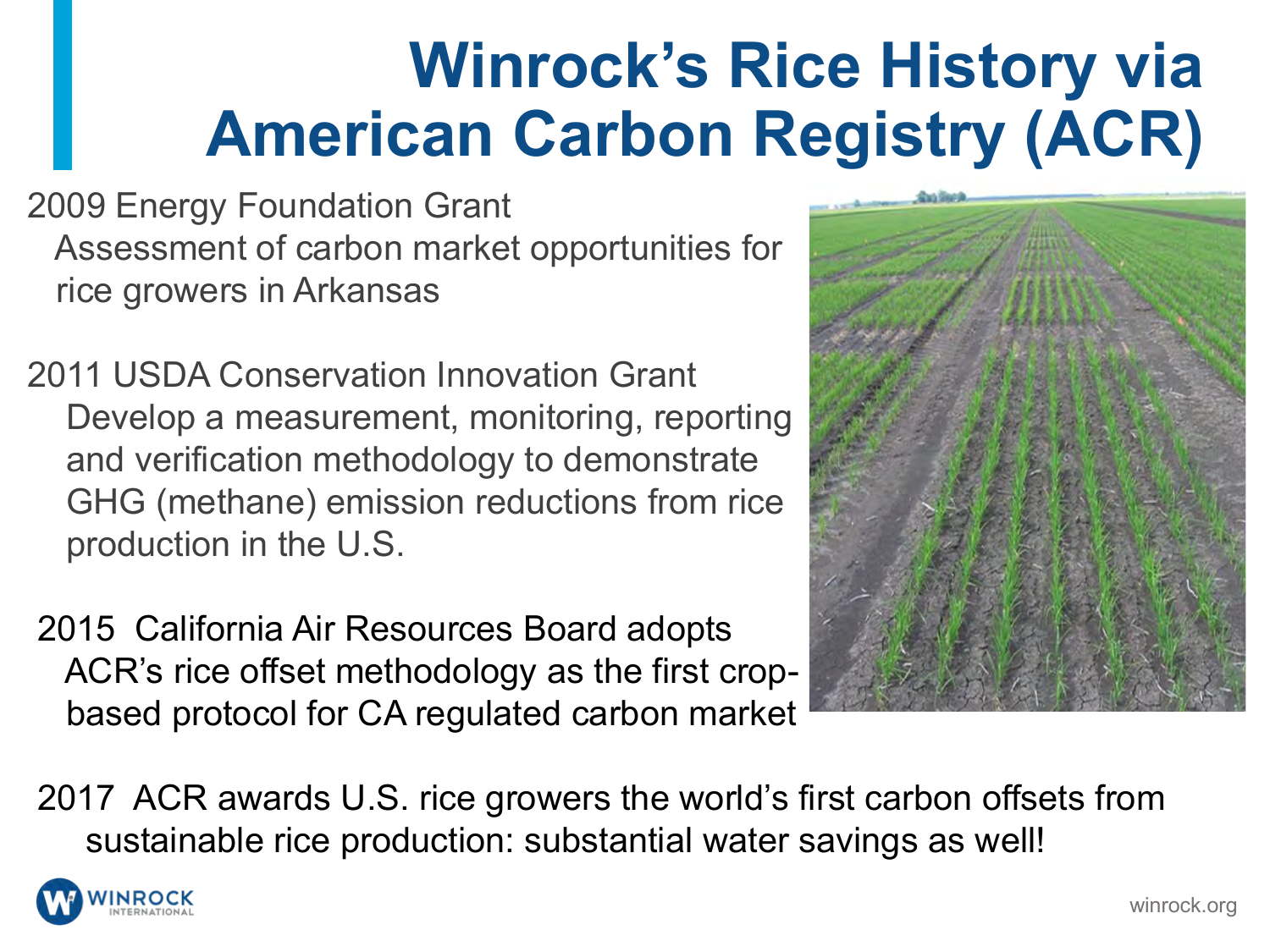# Winrock's Rice History via American Carbon Registry (ACR)

2009 Energy Foundation Grant
Assessment of carbon market opportunities for rice growers in Arkansas

2011 USDA Conservation Innovation Grant
Develop a measurement, monitoring, reporting and verification methodology to demonstrate GHG (methane) emission reductions from rice production in the U.S.

2015 California Air Resources Board adopts
ACR's rice offset methodology as the first crop-based protocol for CA regulated carbon market

2017 ACR awards U.S. rice growers the world's first carbon offsets from sustainable rice production: substantial water savings as well!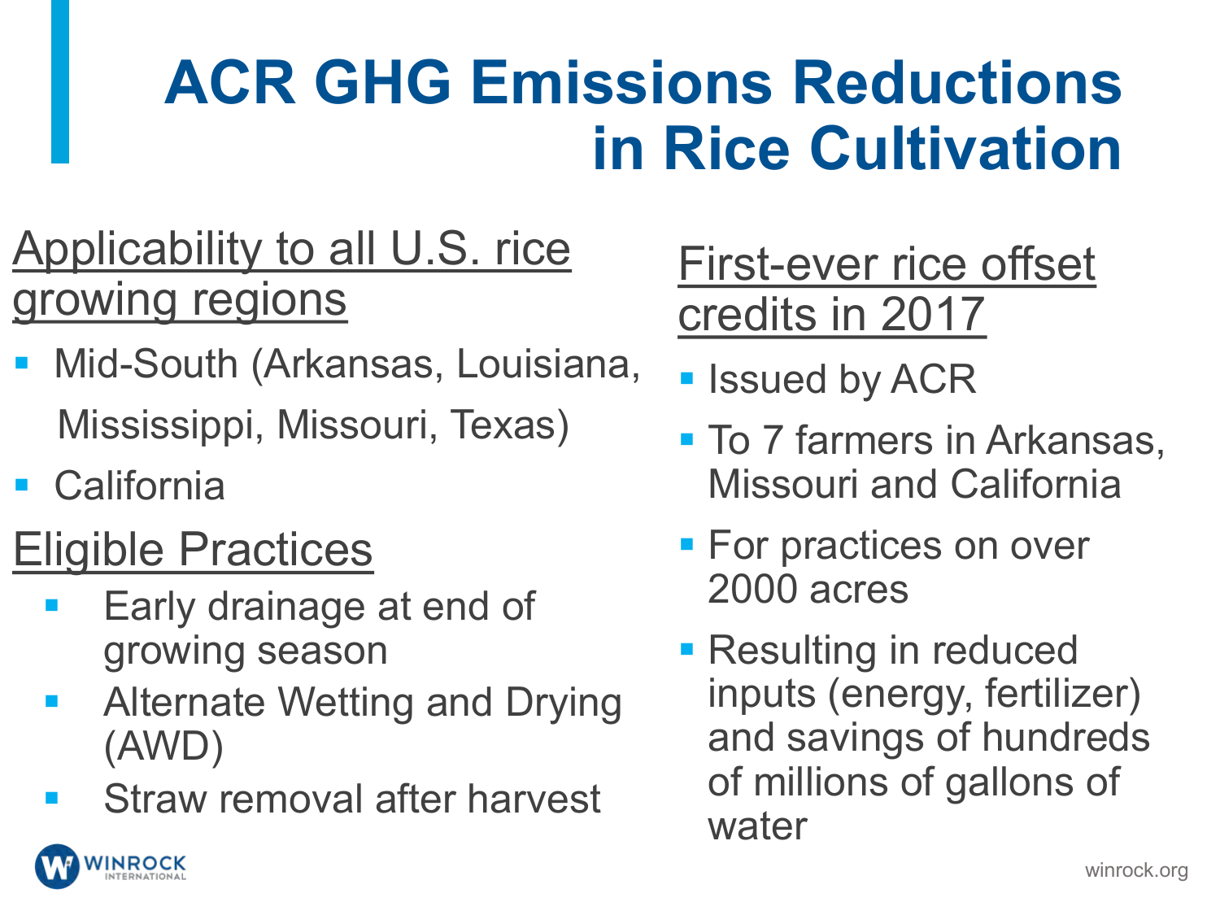# ACR GHG Emissions Reductions in Rice Cultivation

## Applicability to all U.S. rice growing regions

- Mid-South (Arkansas, Louisiana, Mississippi, Missouri, Texas)
- California

## Eligible Practices

- Early drainage at end of growing season
- Alternate Wetting and Drying (AWD)
- Straw removal after harvest

## First-ever rice offset credits in 2017

- Issued by ACR
- To 7 farmers in Arkansas, Missouri and California
- For practices on over 2000 acres
- Resulting in reduced inputs (energy, fertilizer) and savings of hundreds of millions of gallons of water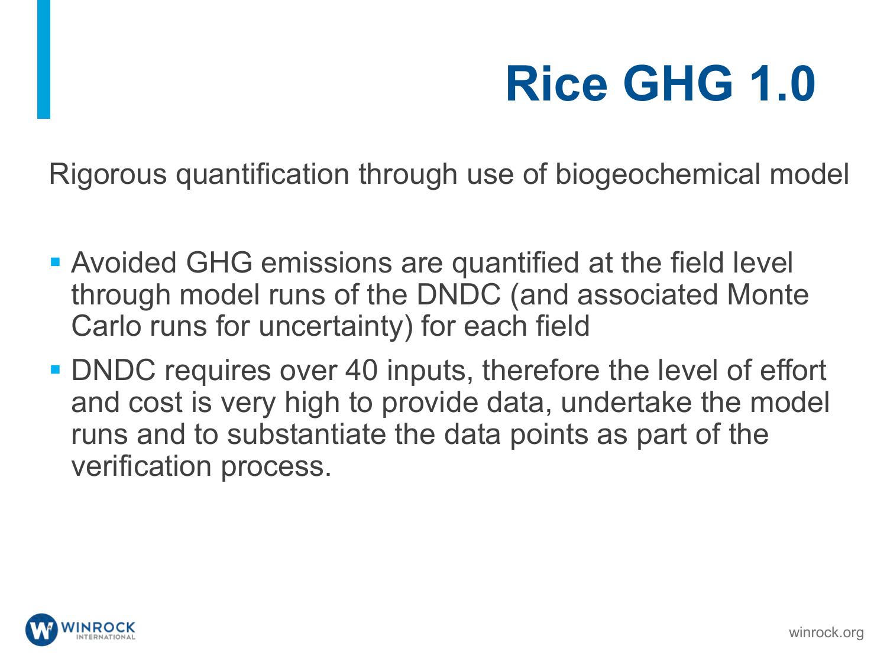# Rice GHG 1.0

Rigorous quantification through use of biogeochemical model

- Avoided GHG emissions are quantified at the field level through model runs of the DNDC (and associated Monte Carlo runs for uncertainty) for each field
- DNDC requires over 40 inputs, therefore the level of effort and cost is very high to provide data, undertake the model runs and to substantiate the data points as part of the verification process.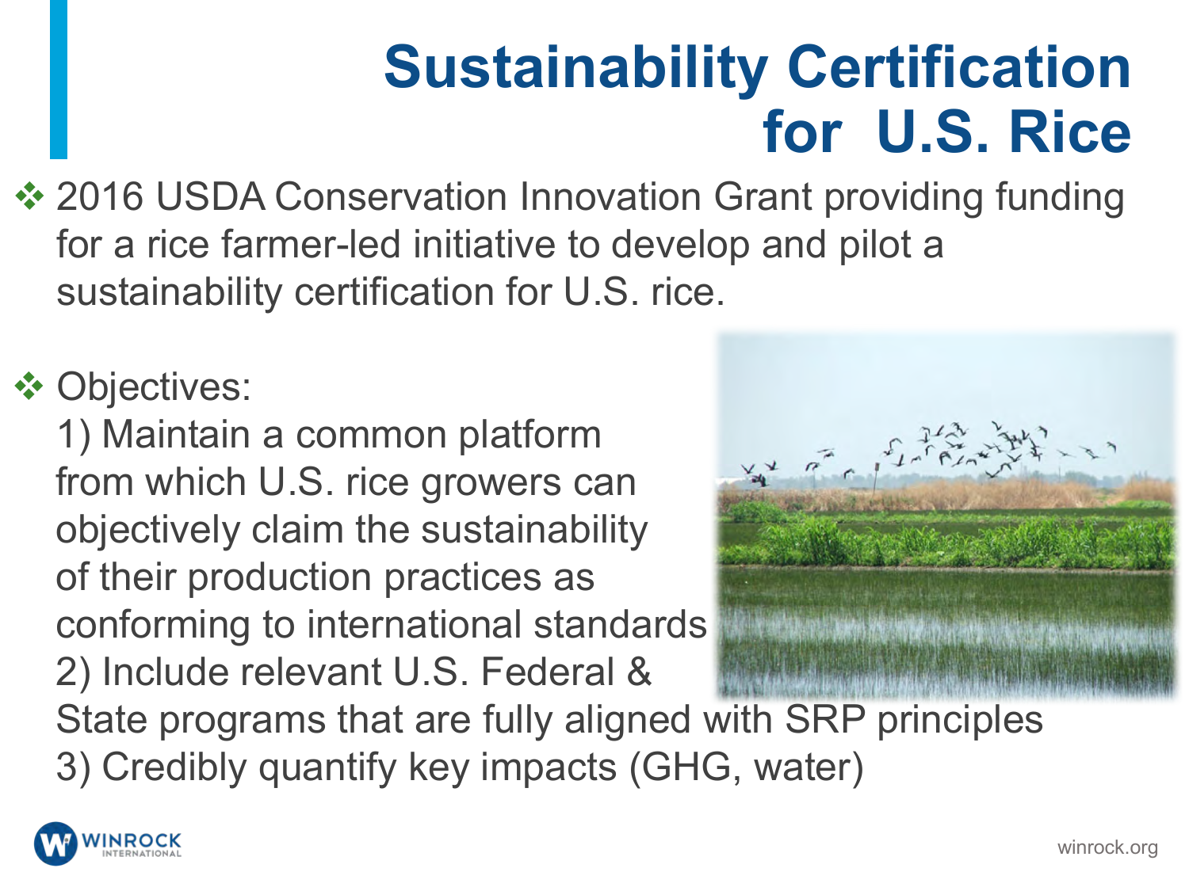# Sustainability Certification for U.S. Rice

- 2016 USDA Conservation Innovation Grant providing funding for a rice farmer-led initiative to develop and pilot a sustainability certification for U.S. rice.

- Objectives:
  1) Maintain a common platform from which U.S. rice growers can objectively claim the sustainability of their production practices as conforming to international standards
  2) Include relevant U.S. Federal & State programs that are fully aligned with SRP principles
  3) Credibly quantify key impacts (GHG, water)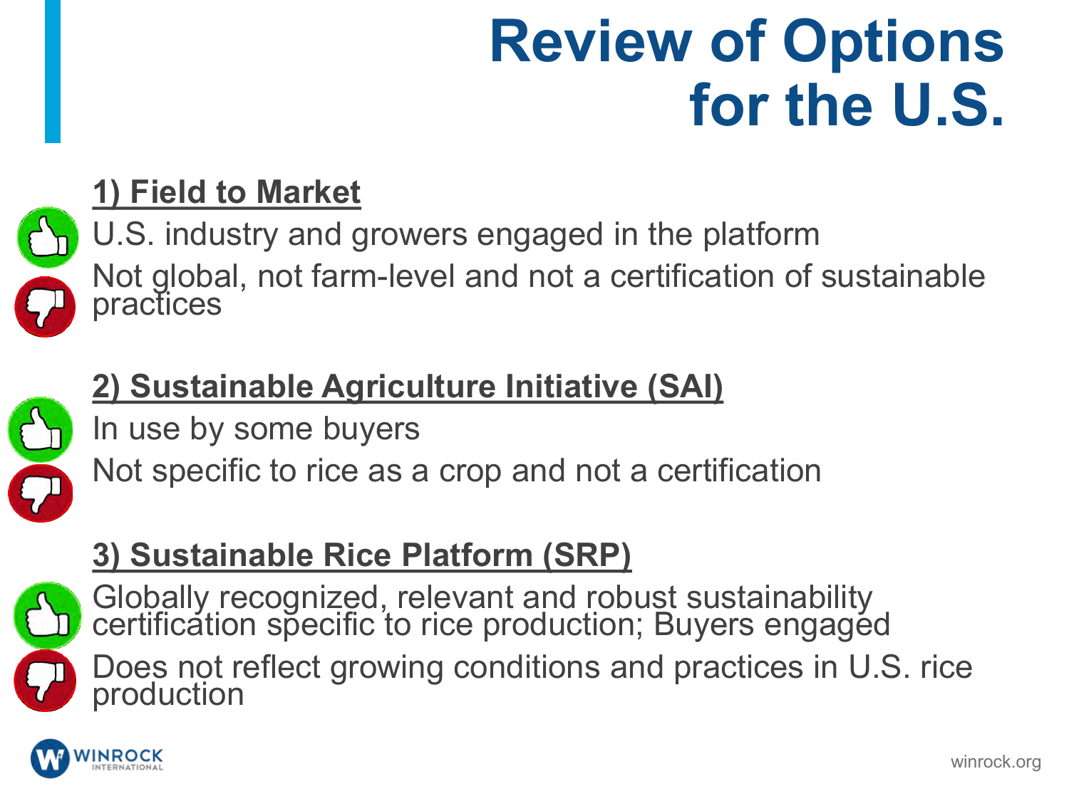# Review of Options for the U.S.

**1) Field to Market**

- U.S. industry and growers engaged in the platform
- Not global, not farm-level and not a certification of sustainable practices

**2) Sustainable Agriculture Initiative (SAI)**

- In use by some buyers
- Not specific to rice as a crop and not a certification

**3) Sustainable Rice Platform (SRP)**

- Globally recognized, relevant and robust sustainability certification specific to rice production; Buyers engaged
- Does not reflect growing conditions and practices in U.S. rice production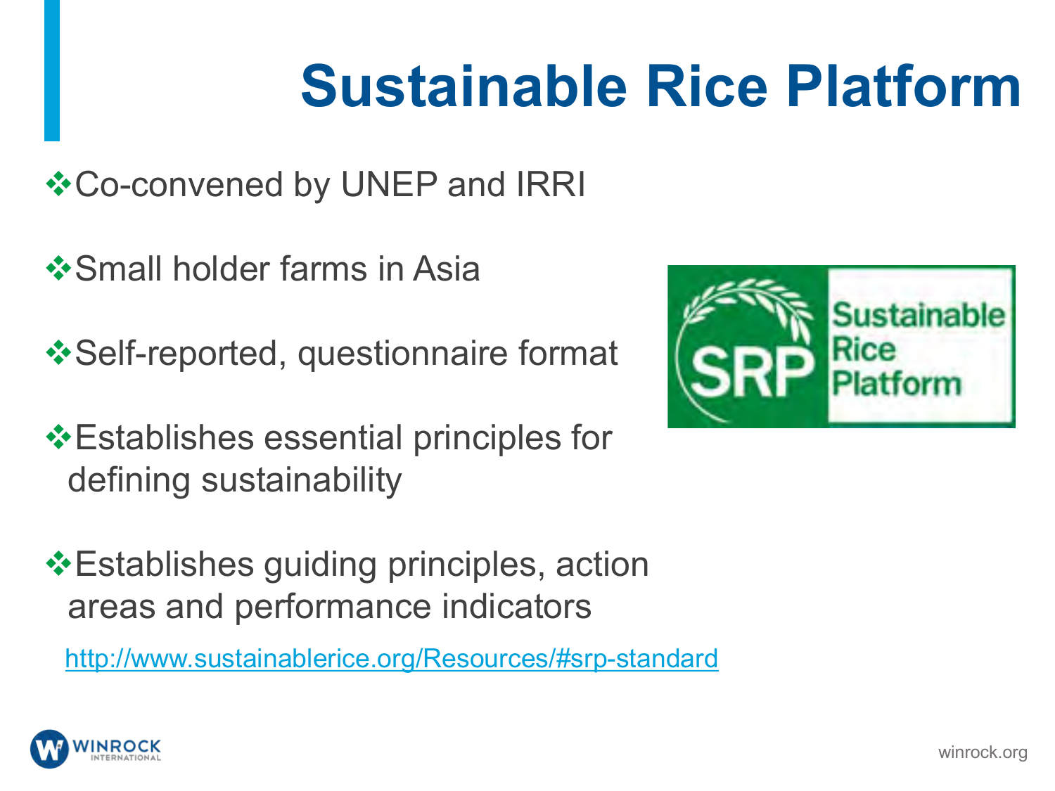# Sustainable Rice Platform

- Co-convened by UNEP and IRRI
- Small holder farms in Asia
- Self-reported, questionnaire format
- Establishes essential principles for defining sustainability
- Establishes guiding principles, action areas and performance indicators

http://www.sustainablerice.org/Resources/#srp-standard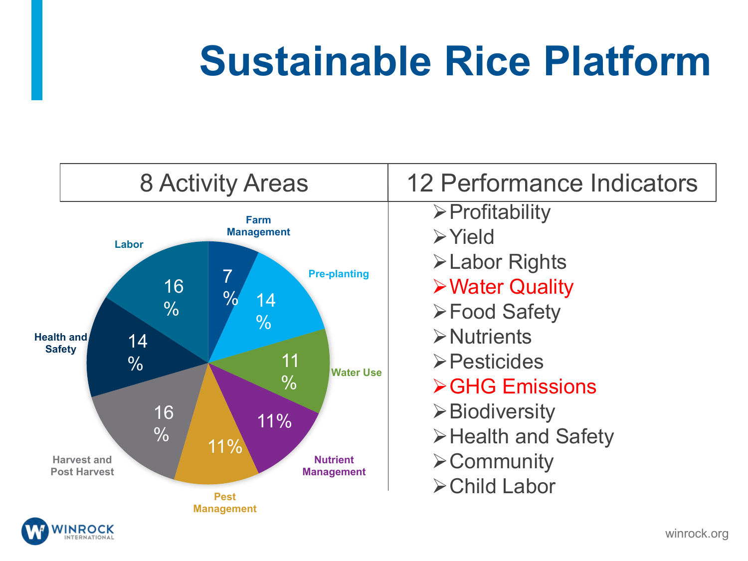# Sustainable Rice Platform

| 8 Activity Areas | 12 Performance Indicators |
| --- | --- |

**8 Activity Areas**

- Farm Management: 7%
- Pre-planting: 14%
- Water Use: 11%
- Nutrient Management: 11%
- Pest Management: 11%
- Harvest and Post Harvest: 16%
- Health and Safety: 14%
- Labor: 16%

**12 Performance Indicators**

- Profitability
- Yield
- Labor Rights
- Water Quality
- Food Safety
- Nutrients
- Pesticides
- GHG Emissions
- Biodiversity
- Health and Safety
- Community
- Child Labor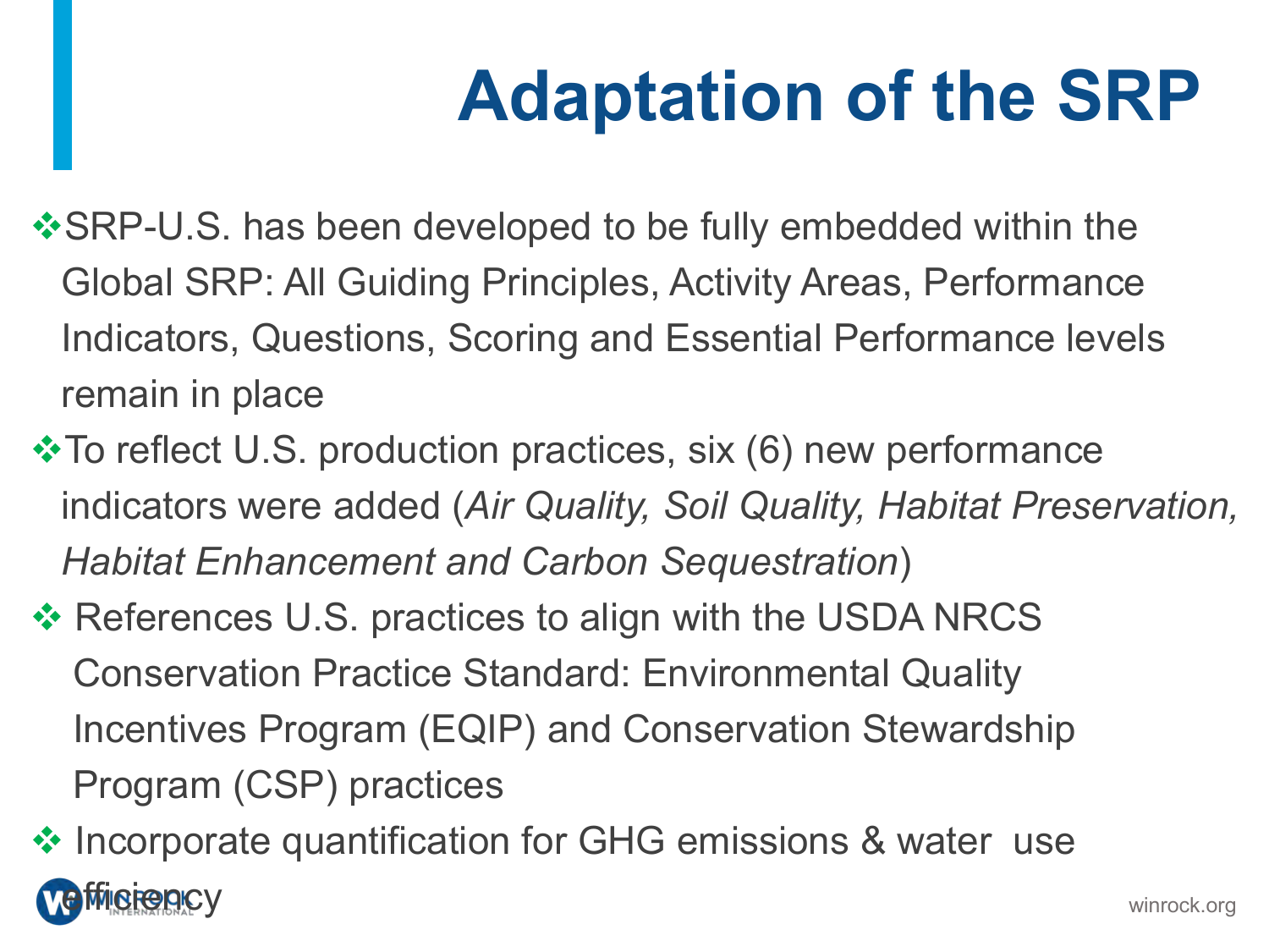# Adaptation of the SRP

- SRP-U.S. has been developed to be fully embedded within the Global SRP: All Guiding Principles, Activity Areas, Performance Indicators, Questions, Scoring and Essential Performance levels remain in place
- To reflect U.S. production practices, six (6) new performance indicators were added (*Air Quality, Soil Quality, Habitat Preservation, Habitat Enhancement and Carbon Sequestration*)
- References U.S. practices to align with the USDA NRCS Conservation Practice Standard: Environmental Quality Incentives Program (EQIP) and Conservation Stewardship Program (CSP) practices
- Incorporate quantification for GHG emissions & water use efficiency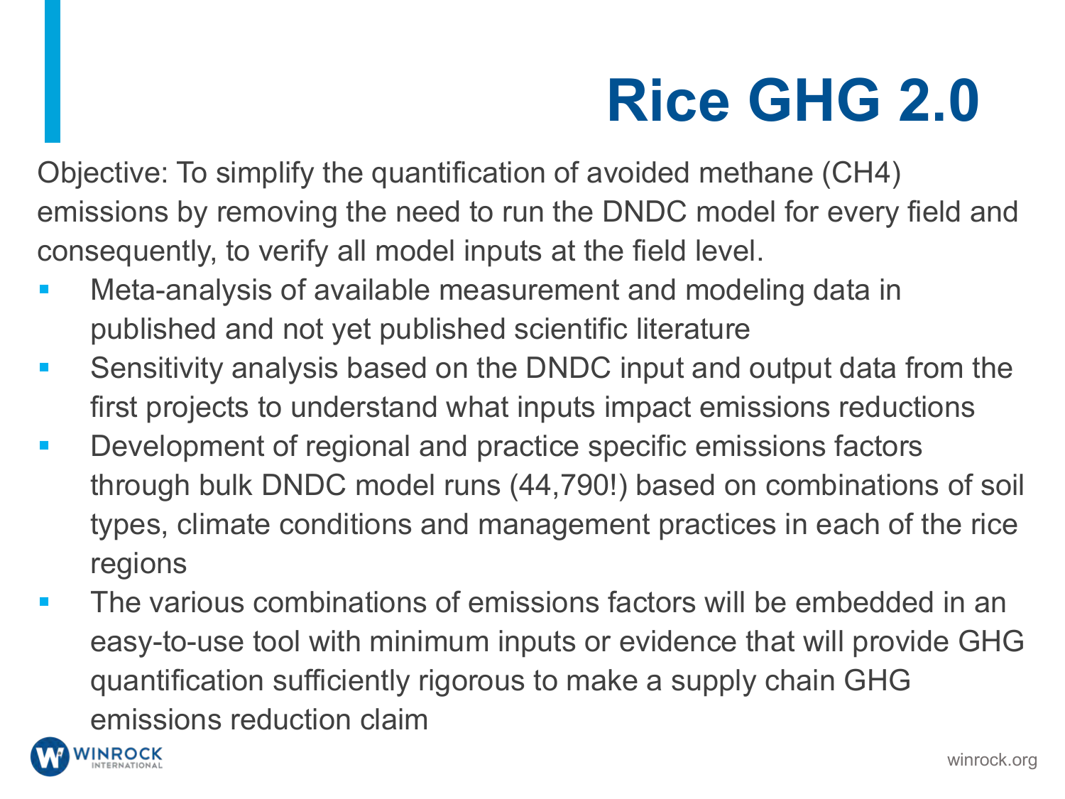# Rice GHG 2.0

Objective: To simplify the quantification of avoided methane (CH4) emissions by removing the need to run the DNDC model for every field and consequently, to verify all model inputs at the field level.

- Meta-analysis of available measurement and modeling data in published and not yet published scientific literature
- Sensitivity analysis based on the DNDC input and output data from the first projects to understand what inputs impact emissions reductions
- Development of regional and practice specific emissions factors through bulk DNDC model runs (44,790!) based on combinations of soil types, climate conditions and management practices in each of the rice regions
- The various combinations of emissions factors will be embedded in an easy-to-use tool with minimum inputs or evidence that will provide GHG quantification sufficiently rigorous to make a supply chain GHG emissions reduction claim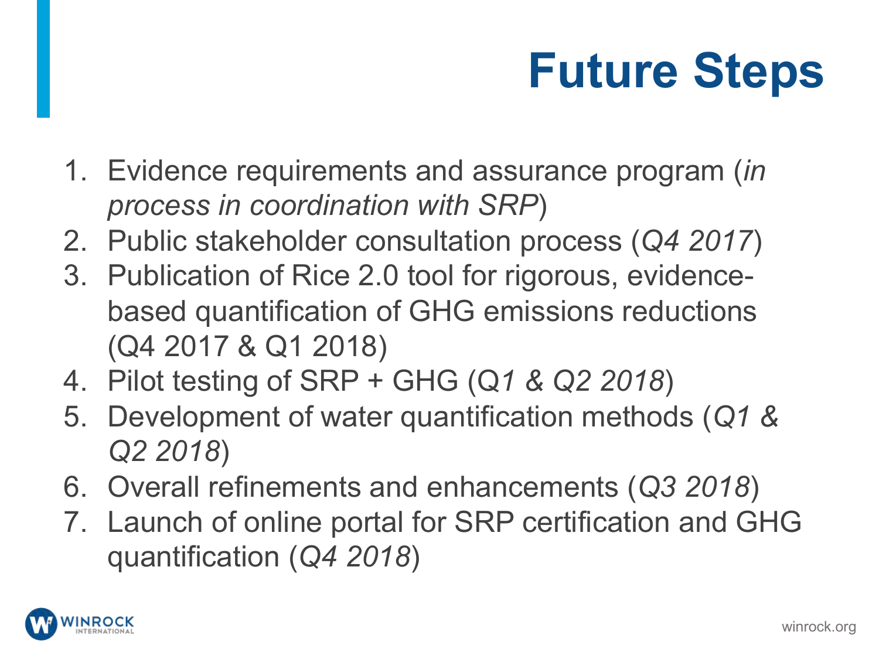# Future Steps

1. Evidence requirements and assurance program (*in process in coordination with SRP*)
2. Public stakeholder consultation process (*Q4 2017*)
3. Publication of Rice 2.0 tool for rigorous, evidence-based quantification of GHG emissions reductions (Q4 2017 & Q1 2018)
4. Pilot testing of SRP + GHG (Q*1 & Q2 2018*)
5. Development of water quantification methods (*Q1 & Q2 2018*)
6. Overall refinements and enhancements (*Q3 2018*)
7. Launch of online portal for SRP certification and GHG quantification (*Q4 2018*)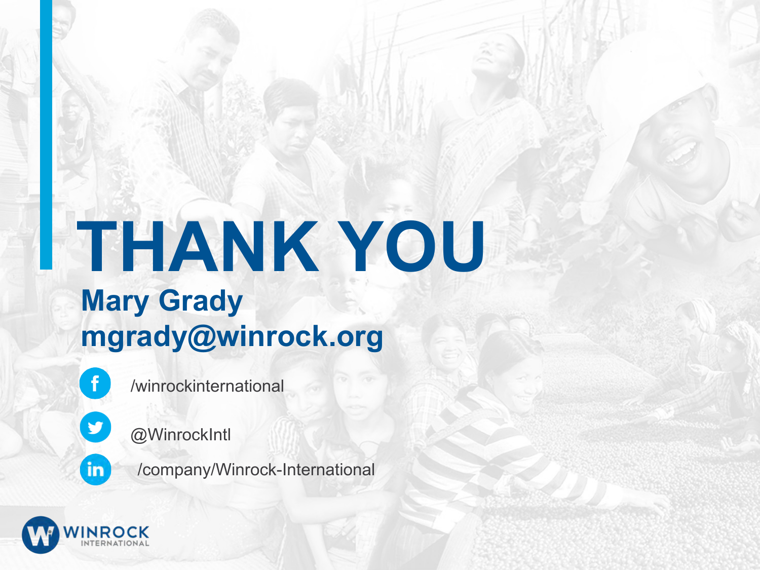# THANK YOU

**Mary Grady**
**mgrady@winrock.org**

/winrockinternational

@WinrockIntl

/company/Winrock-International

WINROCK INTERNATIONAL